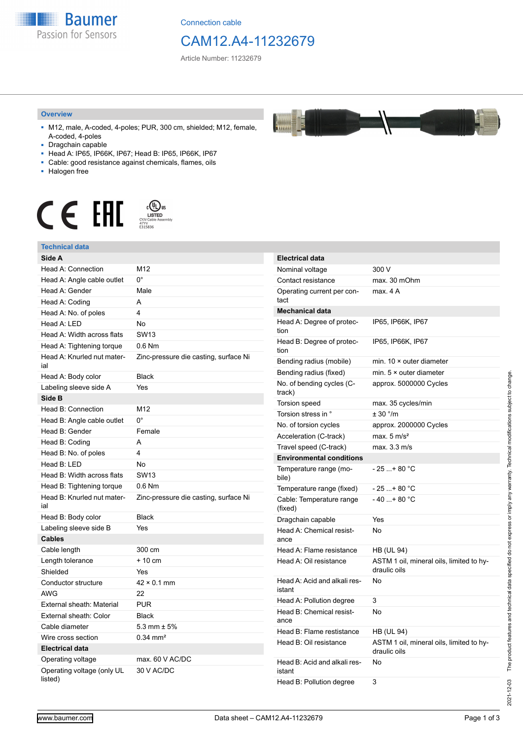Connection cable

# CAM12.A4-11232679

Article Number: 11232679

## Overview

- M12, male, A-coded, 4-poles; PUR, 300 cm, shielded; M12, female, A-coded, 4-poles
- Dragchain capable
- Head A: IP65, IP66K, IP67; Head B: IP65, IP66K, IP67
- Cable: good resistance against chemicals, flames, oils
- Halogen free

## Technical data

| **Side A** | |
|---|---|
| Head A: Connection | M12 |
| Head A: Angle cable outlet | 0° |
| Head A: Gender | Male |
| Head A: Coding | A |
| Head A: No. of poles | 4 |
| Head A: LED | No |
| Head A: Width across flats | SW13 |
| Head A: Tightening torque | 0.6 Nm |
| Head A: Knurled nut material | Zinc-pressure die casting, surface Ni |
| Head A: Body color | Black |
| Labeling sleeve side A | Yes |
| **Side B** | |
| Head B: Connection | M12 |
| Head B: Angle cable outlet | 0° |
| Head B: Gender | Female |
| Head B: Coding | A |
| Head B: No. of poles | 4 |
| Head B: LED | No |
| Head B: Width across flats | SW13 |
| Head B: Tightening torque | 0.6 Nm |
| Head B: Knurled nut material | Zinc-pressure die casting, surface Ni |
| Head B: Body color | Black |
| Labeling sleeve side B | Yes |
| **Cables** | |
| Cable length | 300 cm |
| Length tolerance | + 10 cm |
| Shielded | Yes |
| Conductor structure | 42 × 0.1 mm |
| AWG | 22 |
| External sheath: Material | PUR |
| External sheath: Color | Black |
| Cable diameter | 5.3 mm ± 5% |
| Wire cross section | 0.34 mm² |
| **Electrical data** | |
| Operating voltage | max. 60 V AC/DC |
| Operating voltage (only UL listed) | 30 V AC/DC |

| **Electrical data** | |
|---|---|
| Nominal voltage | 300 V |
| Contact resistance | max. 30 mOhm |
| Operating current per contact | max. 4 A |
| **Mechanical data** | |
| Head A: Degree of protection | IP65, IP66K, IP67 |
| Head B: Degree of protection | IP65, IP66K, IP67 |
| Bending radius (mobile) | min. 10 × outer diameter |
| Bending radius (fixed) | min. 5 × outer diameter |
| No. of bending cycles (C-track) | approx. 5000000 Cycles |
| Torsion speed | max. 35 cycles/min |
| Torsion stress in ° | ± 30 °/m |
| No. of torsion cycles | approx. 2000000 Cycles |
| Acceleration (C-track) | max. 5 m/s² |
| Travel speed (C-track) | max. 3.3 m/s |
| **Environmental conditions** | |
| Temperature range (mobile) | - 25 ...+ 80 °C |
| Temperature range (fixed) | - 25 ...+ 80 °C |
| Cable: Temperature range (fixed) | - 40 ...+ 80 °C |
| Dragchain capable | Yes |
| Head A: Chemical resistance | No |
| Head A: Flame resistance | HB (UL 94) |
| Head A: Oil resistance | ASTM 1 oil, mineral oils, limited to hydraulic oils |
| Head A: Acid and alkali resistant | No |
| Head A: Pollution degree | 3 |
| Head B: Chemical resistance | No |
| Head B: Flame resistance | HB (UL 94) |
| Head B: Oil resistance | ASTM 1 oil, mineral oils, limited to hydraulic oils |
| Head B: Acid and alkali resistant | No |
| Head B: Pollution degree | 3 |

2021-12-03 The product features and technical data specified do not express or imply any warranty. Technical modifications subject to change.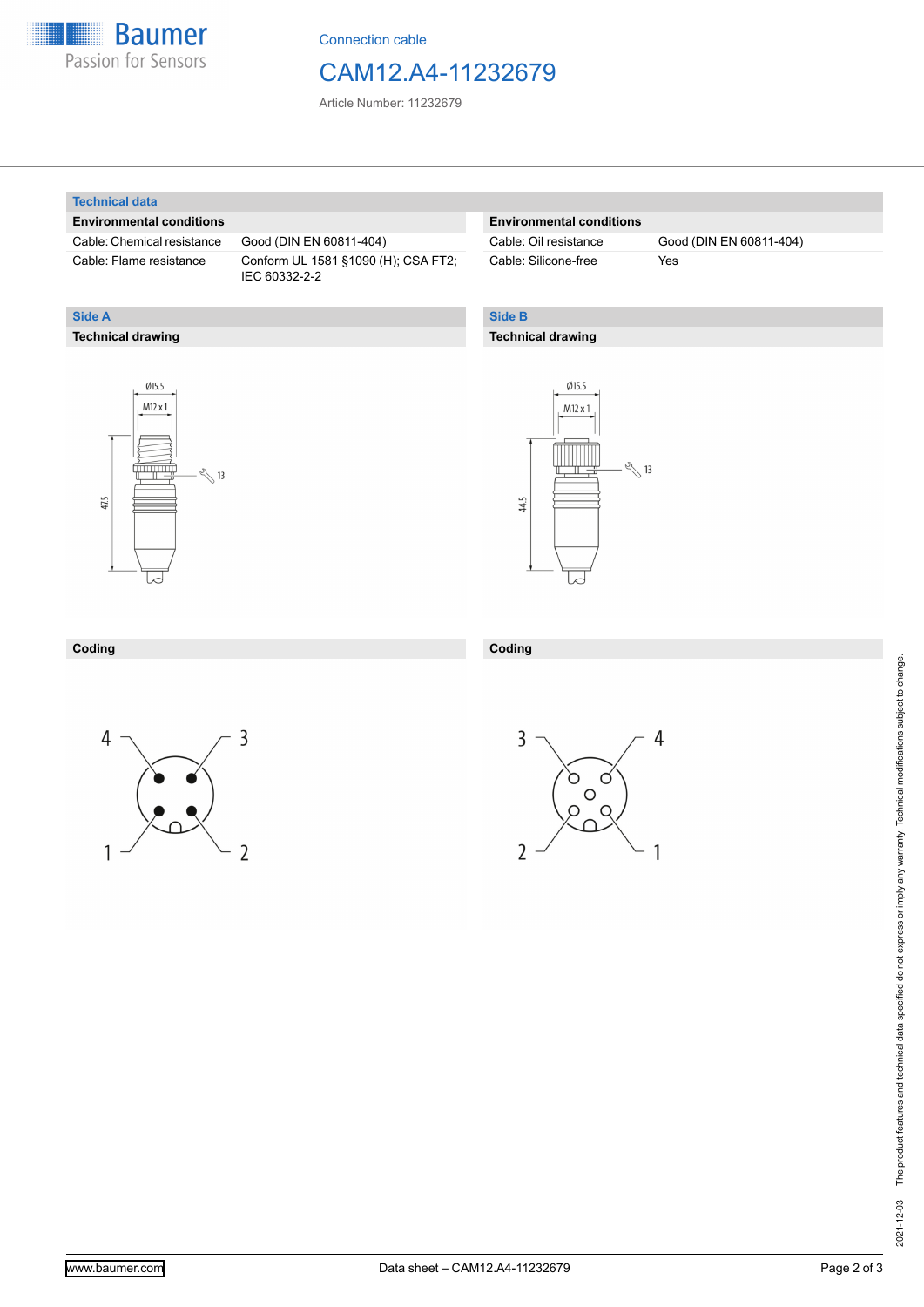Connection cable

# CAM12.A4-11232679

Article Number: 11232679

## Technical data

| Environmental conditions | |
|---|---|
| Cable: Chemical resistance | Good (DIN EN 60811-404) |
| Cable: Flame resistance | Conform UL 1581 §1090 (H); CSA FT2; IEC 60332-2-2 |

| Environmental conditions | |
|---|---|
| Cable: Oil resistance | Good (DIN EN 60811-404) |
| Cable: Silicone-free | Yes |

## Side A

### Technical drawing

Ø15.5

M12 x 1

13

47.5

### Coding

4 3

1 2

## Side B

### Technical drawing

Ø15.5

M12 x 1

13

44.5

### Coding

3 4

2 1

2021-12-03 The product features and technical data specified do not express or imply any warranty. Technical modifications subject to change.

www.baumer.com

Data sheet – CAM12.A4-11232679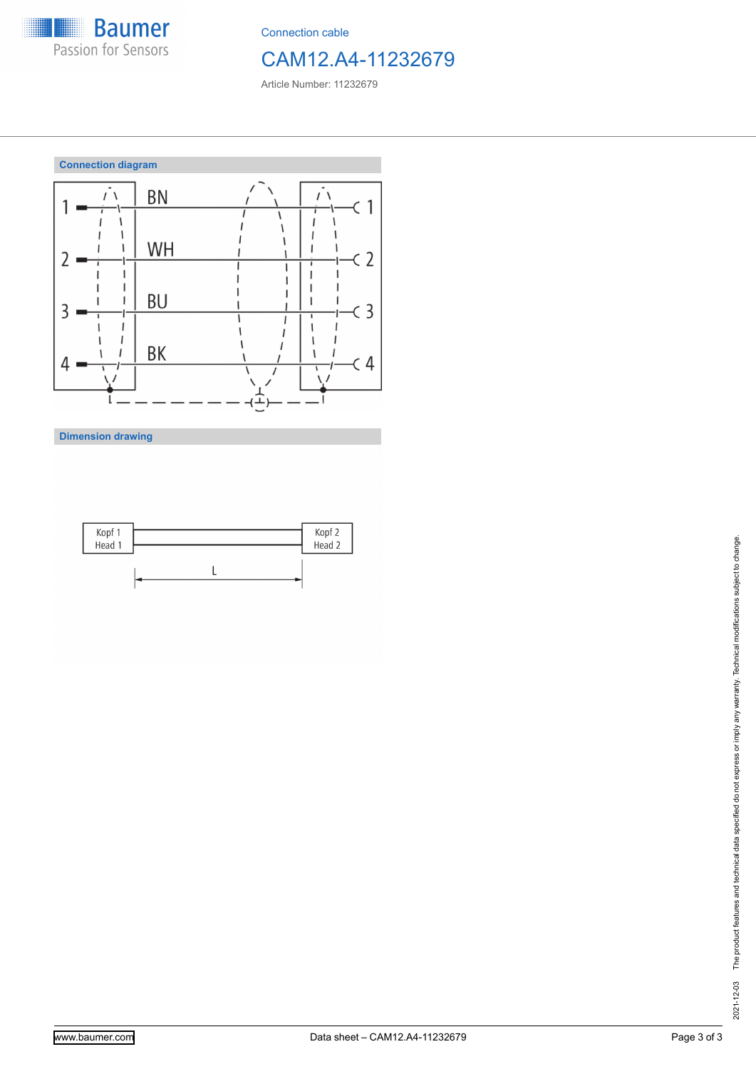Connection cable

# CAM12.A4-11232679

Article Number: 11232679

## Connection diagram

1
2
3
4
BN
WH
BU
BK
1
2
3
4

## Dimension drawing

Kopf 1
Head 1
Kopf 2
Head 2
L

2021-12-03 The product features and technical data specified do not express or imply any warranty. Technical modifications subject to change.

www.baumer.com Data sheet – CAM12.A4-11232679